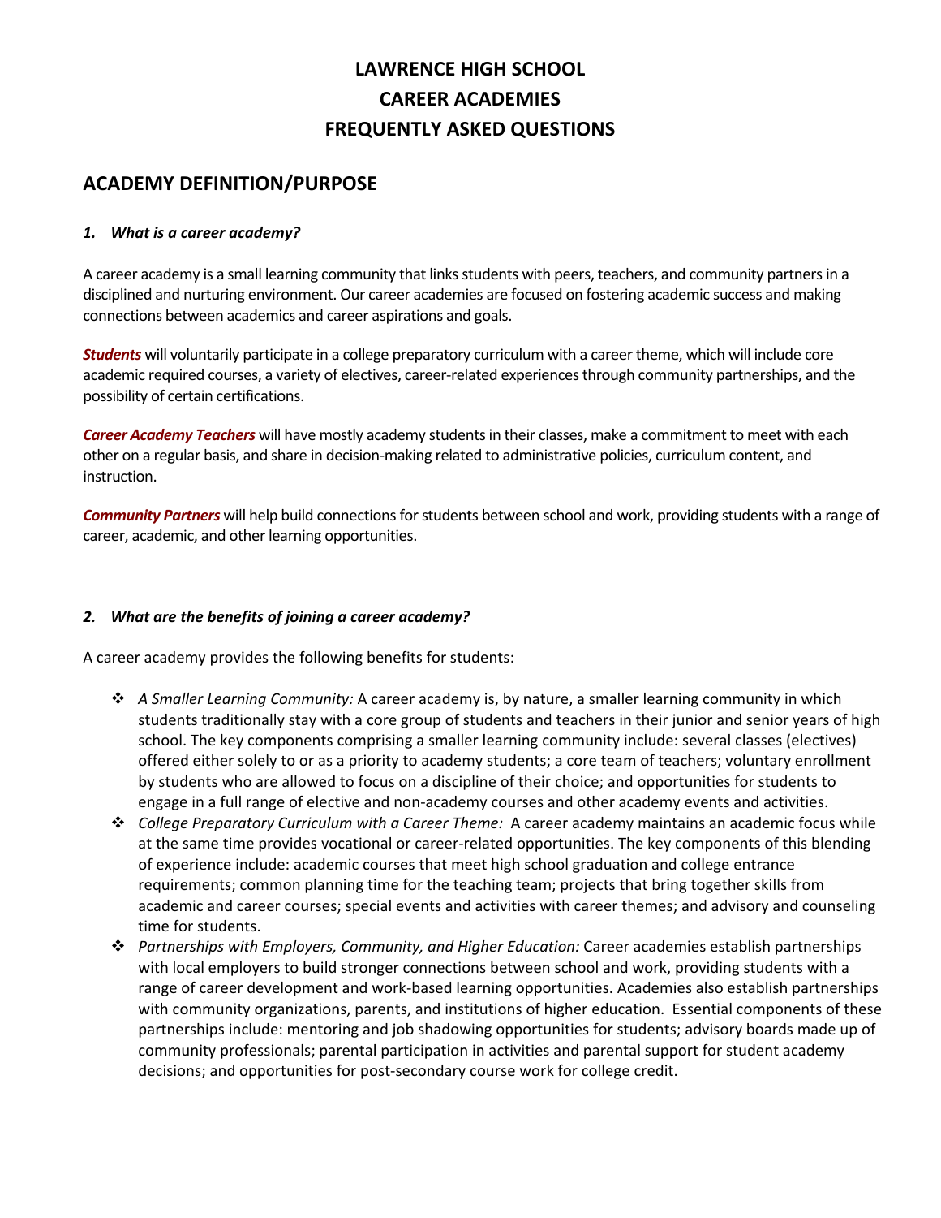# LAWRENCE HIGH SCHOOL
# CAREER ACADEMIES
# FREQUENTLY ASKED QUESTIONS

## ACADEMY DEFINITION/PURPOSE

### *1. What is a career academy?*

A career academy is a small learning community that links students with peers, teachers, and community partners in a disciplined and nurturing environment. Our career academies are focused on fostering academic success and making connections between academics and career aspirations and goals.

***Students*** will voluntarily participate in a college preparatory curriculum with a career theme, which will include core academic required courses, a variety of electives, career-related experiences through community partnerships, and the possibility of certain certifications.

***Career Academy Teachers*** will have mostly academy students in their classes, make a commitment to meet with each other on a regular basis, and share in decision-making related to administrative policies, curriculum content, and instruction.

***Community Partners*** will help build connections for students between school and work, providing students with a range of career, academic, and other learning opportunities.

### *2. What are the benefits of joining a career academy?*

A career academy provides the following benefits for students:

- *A Smaller Learning Community:* A career academy is, by nature, a smaller learning community in which students traditionally stay with a core group of students and teachers in their junior and senior years of high school. The key components comprising a smaller learning community include: several classes (electives) offered either solely to or as a priority to academy students; a core team of teachers; voluntary enrollment by students who are allowed to focus on a discipline of their choice; and opportunities for students to engage in a full range of elective and non-academy courses and other academy events and activities.
- *College Preparatory Curriculum with a Career Theme:* A career academy maintains an academic focus while at the same time provides vocational or career-related opportunities. The key components of this blending of experience include: academic courses that meet high school graduation and college entrance requirements; common planning time for the teaching team; projects that bring together skills from academic and career courses; special events and activities with career themes; and advisory and counseling time for students.
- *Partnerships with Employers, Community, and Higher Education:* Career academies establish partnerships with local employers to build stronger connections between school and work, providing students with a range of career development and work-based learning opportunities. Academies also establish partnerships with community organizations, parents, and institutions of higher education. Essential components of these partnerships include: mentoring and job shadowing opportunities for students; advisory boards made up of community professionals; parental participation in activities and parental support for student academy decisions; and opportunities for post-secondary course work for college credit.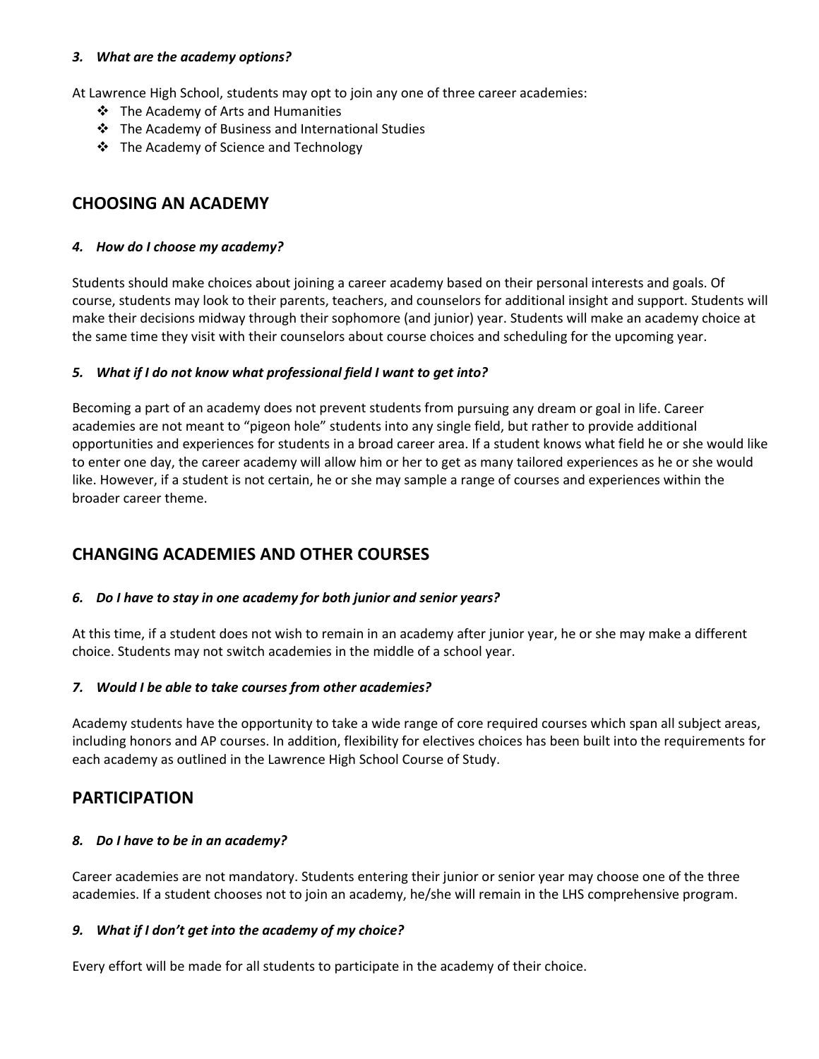***3. What are the academy options?***

At Lawrence High School, students may opt to join any one of three career academies:

- The Academy of Arts and Humanities
- The Academy of Business and International Studies
- The Academy of Science and Technology

## CHOOSING AN ACADEMY

***4. How do I choose my academy?***

Students should make choices about joining a career academy based on their personal interests and goals. Of course, students may look to their parents, teachers, and counselors for additional insight and support. Students will make their decisions midway through their sophomore (and junior) year. Students will make an academy choice at the same time they visit with their counselors about course choices and scheduling for the upcoming year.

***5. What if I do not know what professional field I want to get into?***

Becoming a part of an academy does not prevent students from pursuing any dream or goal in life. Career academies are not meant to "pigeon hole" students into any single field, but rather to provide additional opportunities and experiences for students in a broad career area. If a student knows what field he or she would like to enter one day, the career academy will allow him or her to get as many tailored experiences as he or she would like. However, if a student is not certain, he or she may sample a range of courses and experiences within the broader career theme.

## CHANGING ACADEMIES AND OTHER COURSES

***6. Do I have to stay in one academy for both junior and senior years?***

At this time, if a student does not wish to remain in an academy after junior year, he or she may make a different choice. Students may not switch academies in the middle of a school year.

***7. Would I be able to take courses from other academies?***

Academy students have the opportunity to take a wide range of core required courses which span all subject areas, including honors and AP courses. In addition, flexibility for electives choices has been built into the requirements for each academy as outlined in the Lawrence High School Course of Study.

## PARTICIPATION

***8. Do I have to be in an academy?***

Career academies are not mandatory. Students entering their junior or senior year may choose one of the three academies. If a student chooses not to join an academy, he/she will remain in the LHS comprehensive program.

***9. What if I don't get into the academy of my choice?***

Every effort will be made for all students to participate in the academy of their choice.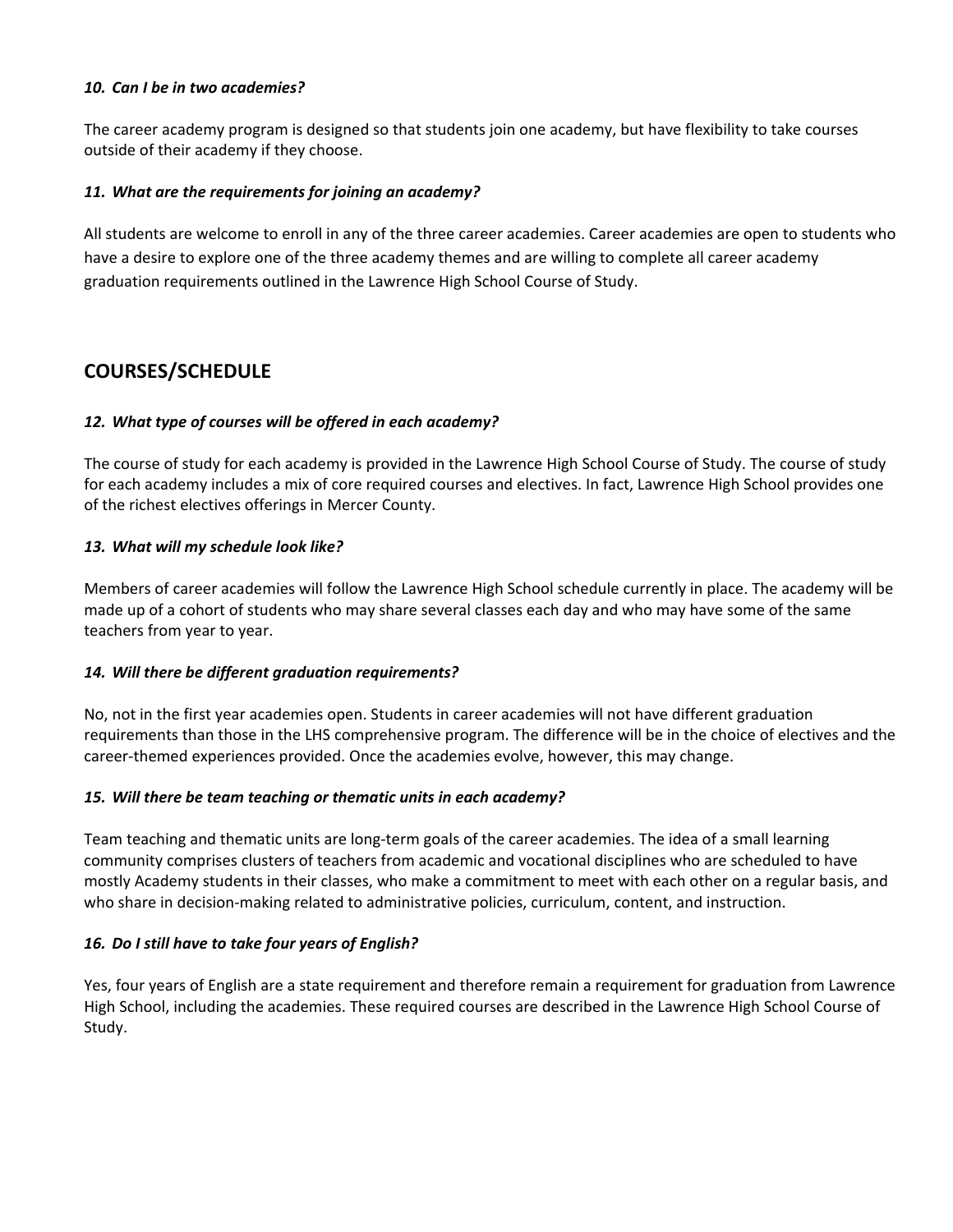***10. Can I be in two academies?***

The career academy program is designed so that students join one academy, but have flexibility to take courses outside of their academy if they choose.

***11. What are the requirements for joining an academy?***

All students are welcome to enroll in any of the three career academies. Career academies are open to students who have a desire to explore one of the three academy themes and are willing to complete all career academy graduation requirements outlined in the Lawrence High School Course of Study.

## COURSES/SCHEDULE

***12. What type of courses will be offered in each academy?***

The course of study for each academy is provided in the Lawrence High School Course of Study. The course of study for each academy includes a mix of core required courses and electives. In fact, Lawrence High School provides one of the richest electives offerings in Mercer County.

***13. What will my schedule look like?***

Members of career academies will follow the Lawrence High School schedule currently in place. The academy will be made up of a cohort of students who may share several classes each day and who may have some of the same teachers from year to year.

***14. Will there be different graduation requirements?***

No, not in the first year academies open. Students in career academies will not have different graduation requirements than those in the LHS comprehensive program. The difference will be in the choice of electives and the career-themed experiences provided. Once the academies evolve, however, this may change.

***15. Will there be team teaching or thematic units in each academy?***

Team teaching and thematic units are long-term goals of the career academies. The idea of a small learning community comprises clusters of teachers from academic and vocational disciplines who are scheduled to have mostly Academy students in their classes, who make a commitment to meet with each other on a regular basis, and who share in decision-making related to administrative policies, curriculum, content, and instruction.

***16. Do I still have to take four years of English?***

Yes, four years of English are a state requirement and therefore remain a requirement for graduation from Lawrence High School, including the academies. These required courses are described in the Lawrence High School Course of Study.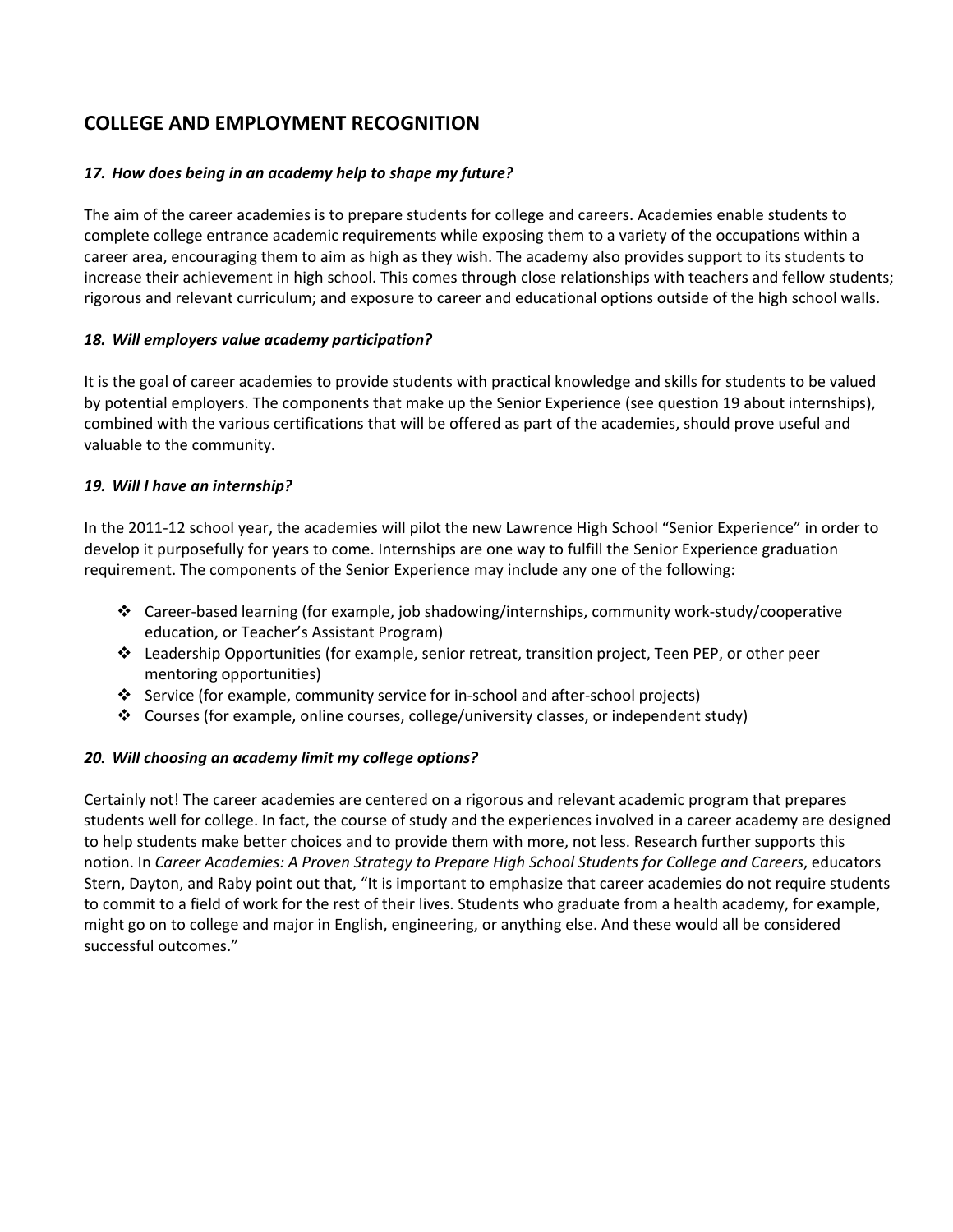## COLLEGE AND EMPLOYMENT RECOGNITION

### *17. How does being in an academy help to shape my future?*

The aim of the career academies is to prepare students for college and careers. Academies enable students to complete college entrance academic requirements while exposing them to a variety of the occupations within a career area, encouraging them to aim as high as they wish. The academy also provides support to its students to increase their achievement in high school. This comes through close relationships with teachers and fellow students; rigorous and relevant curriculum; and exposure to career and educational options outside of the high school walls.

### *18. Will employers value academy participation?*

It is the goal of career academies to provide students with practical knowledge and skills for students to be valued by potential employers. The components that make up the Senior Experience (see question 19 about internships), combined with the various certifications that will be offered as part of the academies, should prove useful and valuable to the community.

### *19. Will I have an internship?*

In the 2011-12 school year, the academies will pilot the new Lawrence High School "Senior Experience" in order to develop it purposefully for years to come. Internships are one way to fulfill the Senior Experience graduation requirement. The components of the Senior Experience may include any one of the following:

- Career-based learning (for example, job shadowing/internships, community work-study/cooperative education, or Teacher's Assistant Program)
- Leadership Opportunities (for example, senior retreat, transition project, Teen PEP, or other peer mentoring opportunities)
- Service (for example, community service for in-school and after-school projects)
- Courses (for example, online courses, college/university classes, or independent study)

### *20. Will choosing an academy limit my college options?*

Certainly not! The career academies are centered on a rigorous and relevant academic program that prepares students well for college. In fact, the course of study and the experiences involved in a career academy are designed to help students make better choices and to provide them with more, not less. Research further supports this notion. In *Career Academies: A Proven Strategy to Prepare High School Students for College and Careers*, educators Stern, Dayton, and Raby point out that, "It is important to emphasize that career academies do not require students to commit to a field of work for the rest of their lives. Students who graduate from a health academy, for example, might go on to college and major in English, engineering, or anything else. And these would all be considered successful outcomes."